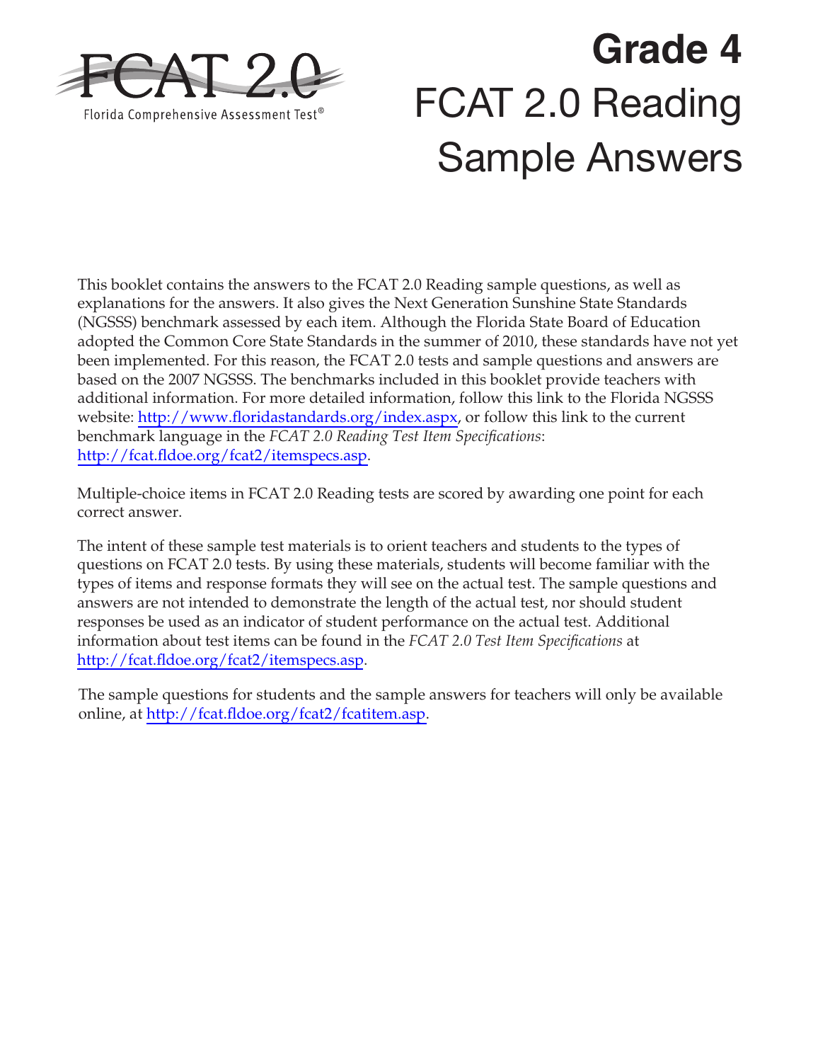FCAT 2.0

Florida Comprehensive Assessment Test®

# Grade 4

# FCAT 2.0 Reading Sample Answers

This booklet contains the answers to the FCAT 2.0 Reading sample questions, as well as explanations for the answers. It also gives the Next Generation Sunshine State Standards (NGSSS) benchmark assessed by each item. Although the Florida State Board of Education adopted the Common Core State Standards in the summer of 2010, these standards have not yet been implemented. For this reason, the FCAT 2.0 tests and sample questions and answers are based on the 2007 NGSSS. The benchmarks included in this booklet provide teachers with additional information. For more detailed information, follow this link to the Florida NGSSS website: http://www.floridastandards.org/index.aspx, or follow this link to the current benchmark language in the *FCAT 2.0 Reading Test Item Specifications*: http://fcat.fldoe.org/fcat2/itemspecs.asp.

Multiple-choice items in FCAT 2.0 Reading tests are scored by awarding one point for each correct answer.

The intent of these sample test materials is to orient teachers and students to the types of questions on FCAT 2.0 tests. By using these materials, students will become familiar with the types of items and response formats they will see on the actual test. The sample questions and answers are not intended to demonstrate the length of the actual test, nor should student responses be used as an indicator of student performance on the actual test. Additional information about test items can be found in the *FCAT 2.0 Test Item Specifications* at http://fcat.fldoe.org/fcat2/itemspecs.asp.

The sample questions for students and the sample answers for teachers will only be available online, at http://fcat.fldoe.org/fcat2/fcatitem.asp.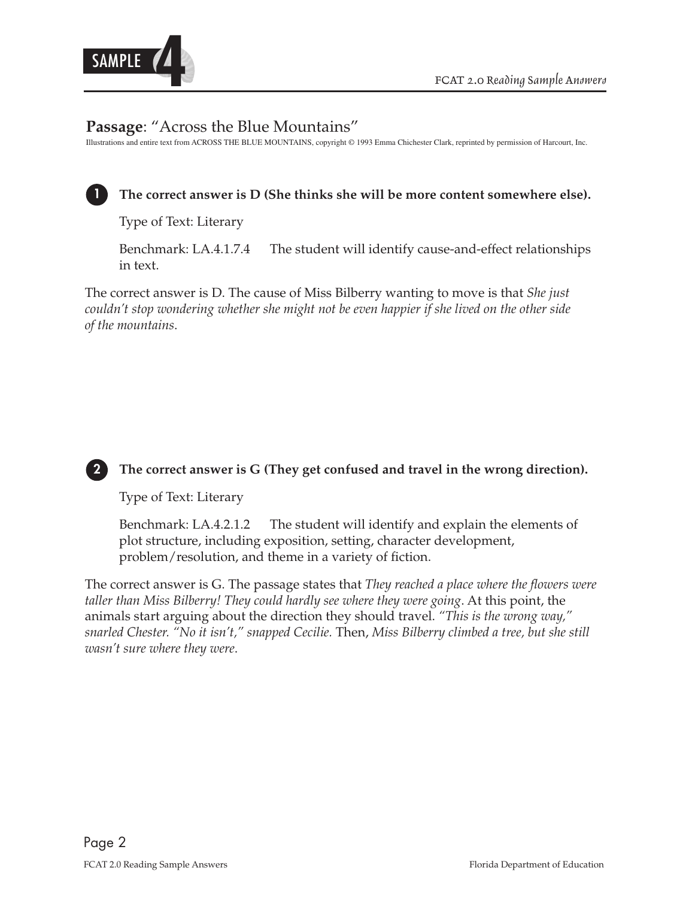SAMPLE 4

## Passage: "Across the Blue Mountains"

Illustrations and entire text from ACROSS THE BLUE MOUNTAINS, copyright © 1993 Emma Chichester Clark, reprinted by permission of Harcourt, Inc.

**1 The correct answer is D (She thinks she will be more content somewhere else).**

Type of Text: Literary

Benchmark: LA.4.1.7.4 The student will identify cause-and-effect relationships in text.

The correct answer is D. The cause of Miss Bilberry wanting to move is that *She just couldn't stop wondering whether she might not be even happier if she lived on the other side of the mountains*.

**2 The correct answer is G (They get confused and travel in the wrong direction).**

Type of Text: Literary

Benchmark: LA.4.2.1.2 The student will identify and explain the elements of plot structure, including exposition, setting, character development, problem/resolution, and theme in a variety of fiction.

The correct answer is G. The passage states that *They reached a place where the flowers were taller than Miss Bilberry! They could hardly see where they were going*. At this point, the animals start arguing about the direction they should travel. *"This is the wrong way," snarled Chester. "No it isn't," snapped Cecilie.* Then, *Miss Bilberry climbed a tree, but she still wasn't sure where they were*.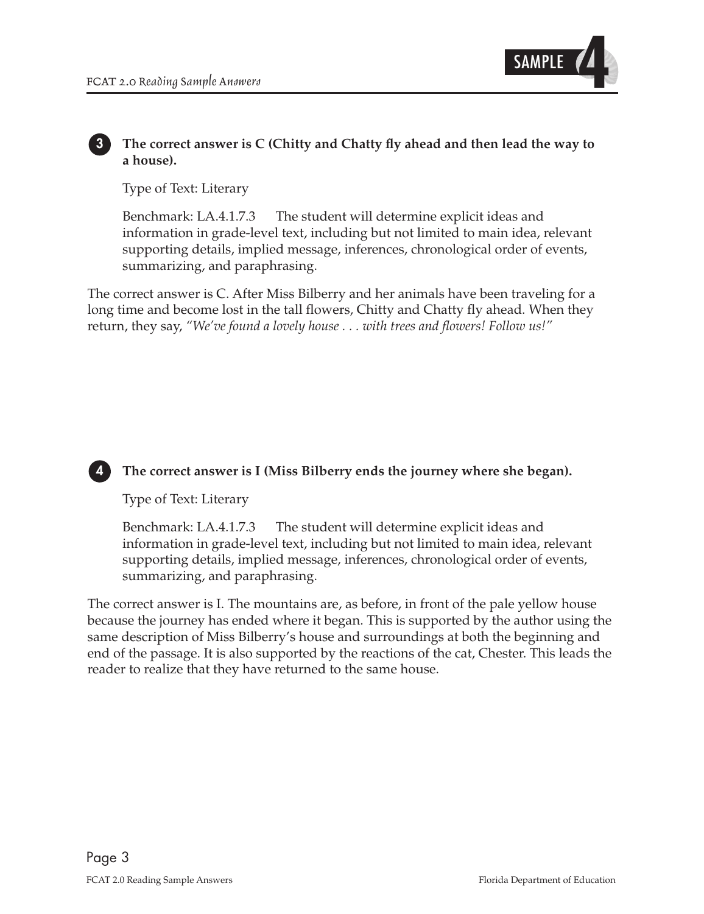**3** **The correct answer is C (Chitty and Chatty fly ahead and then lead the way to a house).**

Type of Text: Literary

Benchmark: LA.4.1.7.3 The student will determine explicit ideas and information in grade-level text, including but not limited to main idea, relevant supporting details, implied message, inferences, chronological order of events, summarizing, and paraphrasing.

The correct answer is C. After Miss Bilberry and her animals have been traveling for a long time and become lost in the tall flowers, Chitty and Chatty fly ahead. When they return, they say, *"We've found a lovely house . . . with trees and flowers! Follow us!"*

**4** **The correct answer is I (Miss Bilberry ends the journey where she began).**

Type of Text: Literary

Benchmark: LA.4.1.7.3 The student will determine explicit ideas and information in grade-level text, including but not limited to main idea, relevant supporting details, implied message, inferences, chronological order of events, summarizing, and paraphrasing.

The correct answer is I. The mountains are, as before, in front of the pale yellow house because the journey has ended where it began. This is supported by the author using the same description of Miss Bilberry's house and surroundings at both the beginning and end of the passage. It is also supported by the reactions of the cat, Chester. This leads the reader to realize that they have returned to the same house.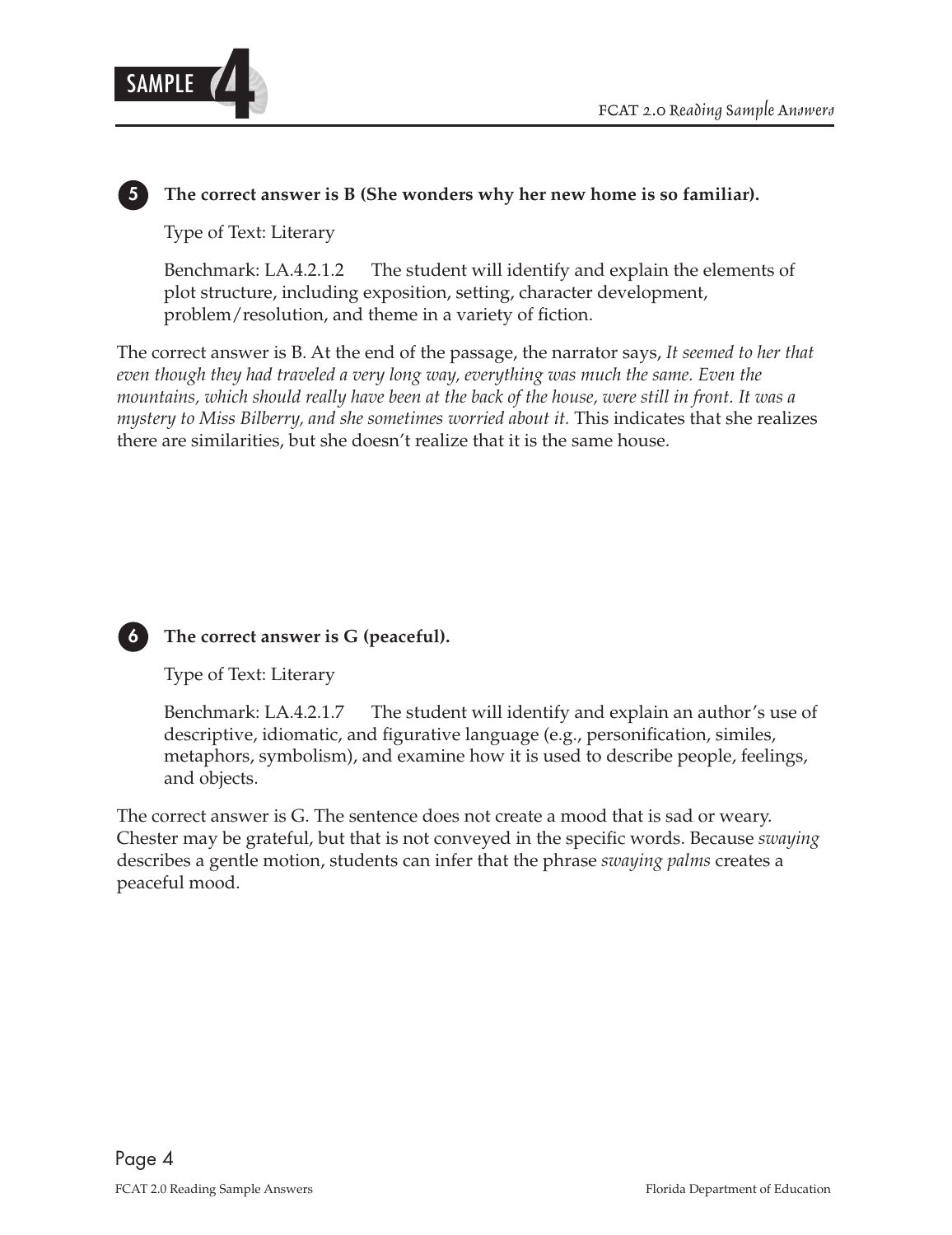**5 The correct answer is B (She wonders why her new home is so familiar).**

Type of Text: Literary

Benchmark: LA.4.2.1.2 The student will identify and explain the elements of plot structure, including exposition, setting, character development, problem/resolution, and theme in a variety of fiction.

The correct answer is B. At the end of the passage, the narrator says, *It seemed to her that even though they had traveled a very long way, everything was much the same. Even the mountains, which should really have been at the back of the house, were still in front. It was a mystery to Miss Bilberry, and she sometimes worried about it.* This indicates that she realizes there are similarities, but she doesn't realize that it is the same house.

**6 The correct answer is G (peaceful).**

Type of Text: Literary

Benchmark: LA.4.2.1.7 The student will identify and explain an author's use of descriptive, idiomatic, and figurative language (e.g., personification, similes, metaphors, symbolism), and examine how it is used to describe people, feelings, and objects.

The correct answer is G. The sentence does not create a mood that is sad or weary. Chester may be grateful, but that is not conveyed in the specific words. Because *swaying* describes a gentle motion, students can infer that the phrase *swaying palms* creates a peaceful mood.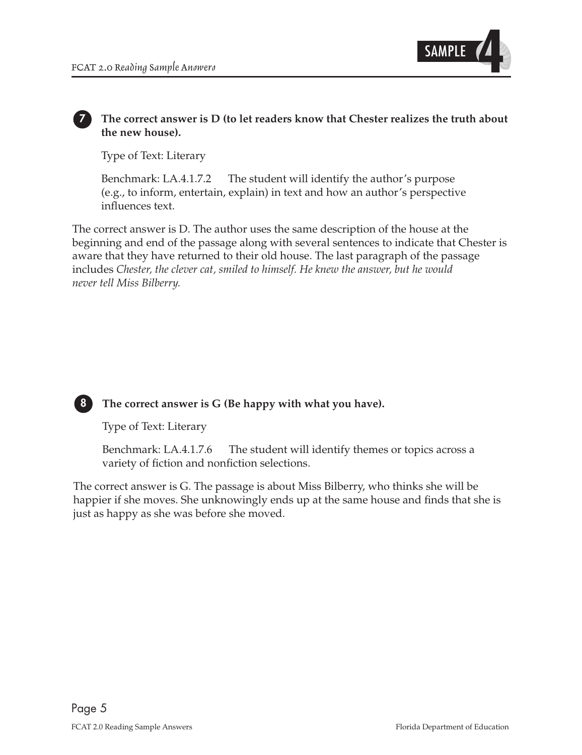**7** **The correct answer is D (to let readers know that Chester realizes the truth about the new house).**

Type of Text: Literary

Benchmark: LA.4.1.7.2 The student will identify the author's purpose (e.g., to inform, entertain, explain) in text and how an author's perspective influences text.

The correct answer is D. The author uses the same description of the house at the beginning and end of the passage along with several sentences to indicate that Chester is aware that they have returned to their old house. The last paragraph of the passage includes *Chester, the clever cat, smiled to himself. He knew the answer, but he would never tell Miss Bilberry.*

**8** **The correct answer is G (Be happy with what you have).**

Type of Text: Literary

Benchmark: LA.4.1.7.6 The student will identify themes or topics across a variety of fiction and nonfiction selections.

The correct answer is G. The passage is about Miss Bilberry, who thinks she will be happier if she moves. She unknowingly ends up at the same house and finds that she is just as happy as she was before she moved.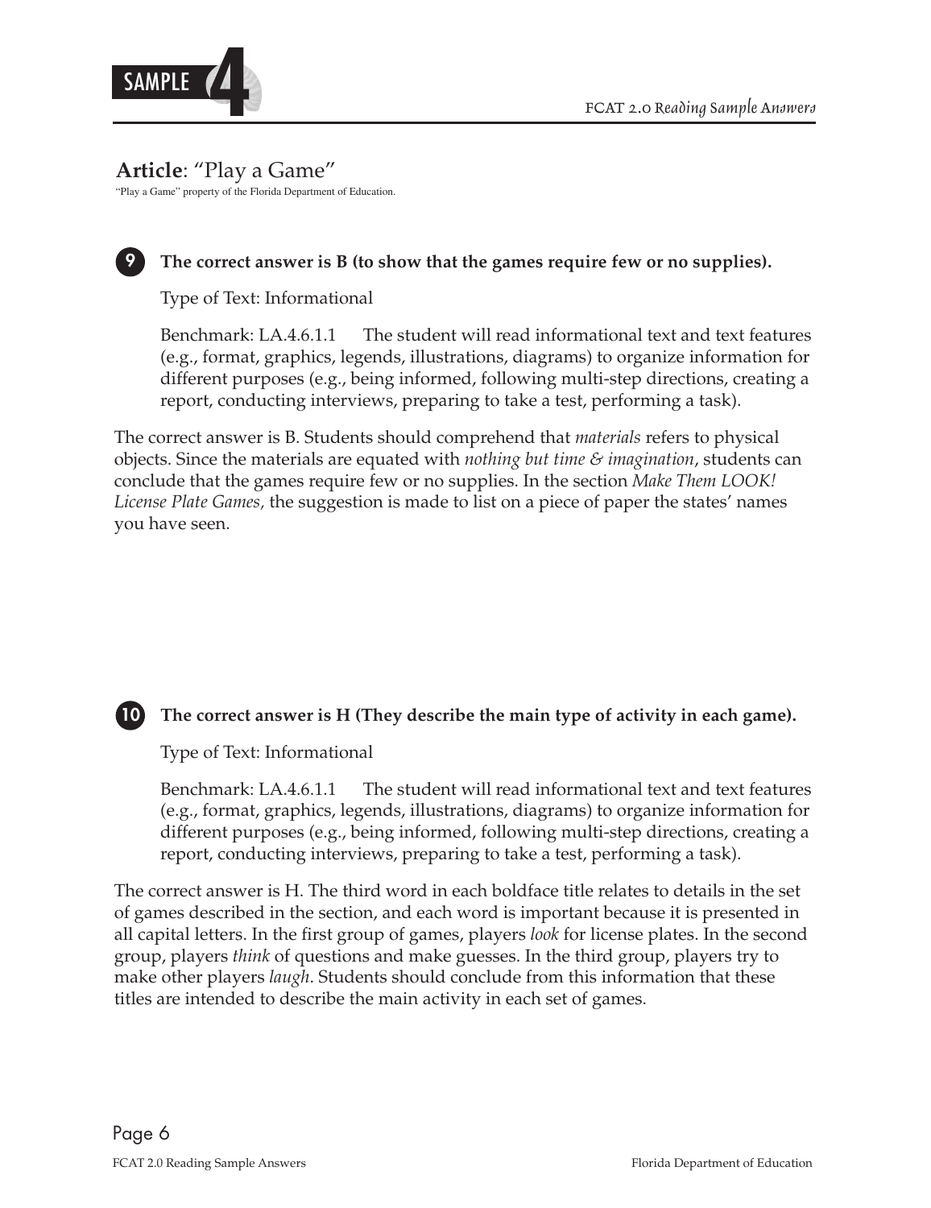**Article**: "Play a Game"

"Play a Game" property of the Florida Department of Education.

**9** **The correct answer is B (to show that the games require few or no supplies).**

Type of Text: Informational

Benchmark: LA.4.6.1.1 The student will read informational text and text features (e.g., format, graphics, legends, illustrations, diagrams) to organize information for different purposes (e.g., being informed, following multi-step directions, creating a report, conducting interviews, preparing to take a test, performing a task).

The correct answer is B. Students should comprehend that *materials* refers to physical objects. Since the materials are equated with *nothing but time & imagination*, students can conclude that the games require few or no supplies. In the section *Make Them LOOK! License Plate Games,* the suggestion is made to list on a piece of paper the states' names you have seen.

**10** **The correct answer is H (They describe the main type of activity in each game).**

Type of Text: Informational

Benchmark: LA.4.6.1.1 The student will read informational text and text features (e.g., format, graphics, legends, illustrations, diagrams) to organize information for different purposes (e.g., being informed, following multi-step directions, creating a report, conducting interviews, preparing to take a test, performing a task).

The correct answer is H. The third word in each boldface title relates to details in the set of games described in the section, and each word is important because it is presented in all capital letters. In the first group of games, players *look* for license plates. In the second group, players *think* of questions and make guesses. In the third group, players try to make other players *laugh*. Students should conclude from this information that these titles are intended to describe the main activity in each set of games.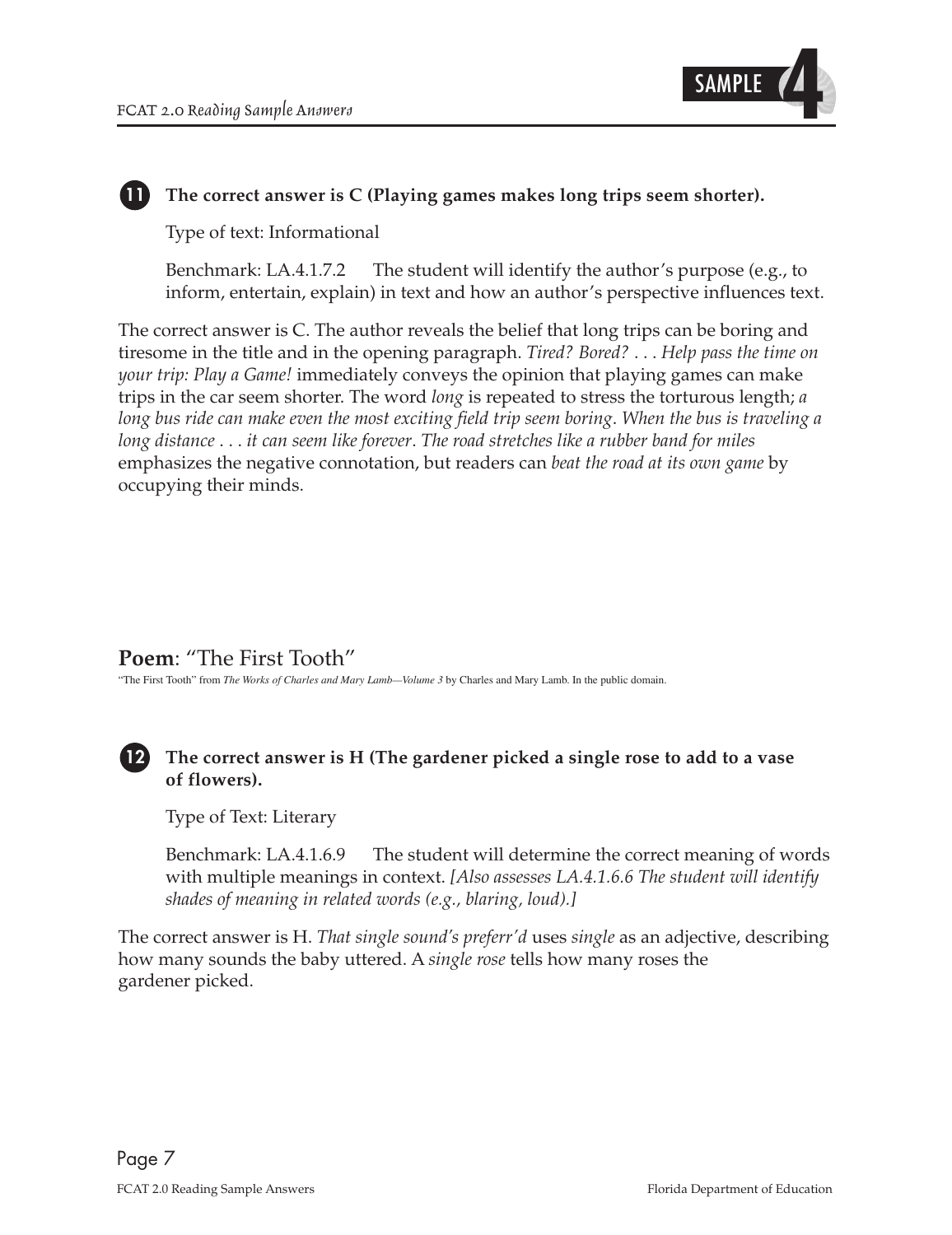**11** **The correct answer is C (Playing games makes long trips seem shorter).**

Type of text: Informational

Benchmark: LA.4.1.7.2 The student will identify the author's purpose (e.g., to inform, entertain, explain) in text and how an author's perspective influences text.

The correct answer is C. The author reveals the belief that long trips can be boring and tiresome in the title and in the opening paragraph. *Tired? Bored? . . . Help pass the time on your trip: Play a Game!* immediately conveys the opinion that playing games can make trips in the car seem shorter. The word *long* is repeated to stress the torturous length; *a long bus ride can make even the most exciting field trip seem boring*. *When the bus is traveling a long distance . . . it can seem like forever*. *The road stretches like a rubber band for miles* emphasizes the negative connotation, but readers can *beat the road at its own game* by occupying their minds.

## **Poem**: "The First Tooth"

"The First Tooth" from *The Works of Charles and Mary Lamb—Volume 3* by Charles and Mary Lamb. In the public domain.

**12** **The correct answer is H (The gardener picked a single rose to add to a vase of flowers).**

Type of Text: Literary

Benchmark: LA.4.1.6.9 The student will determine the correct meaning of words with multiple meanings in context. *[Also assesses LA.4.1.6.6 The student will identify shades of meaning in related words (e.g., blaring, loud).]*

The correct answer is H. *That single sound's preferr'd* uses *single* as an adjective, describing how many sounds the baby uttered. A *single rose* tells how many roses the gardener picked.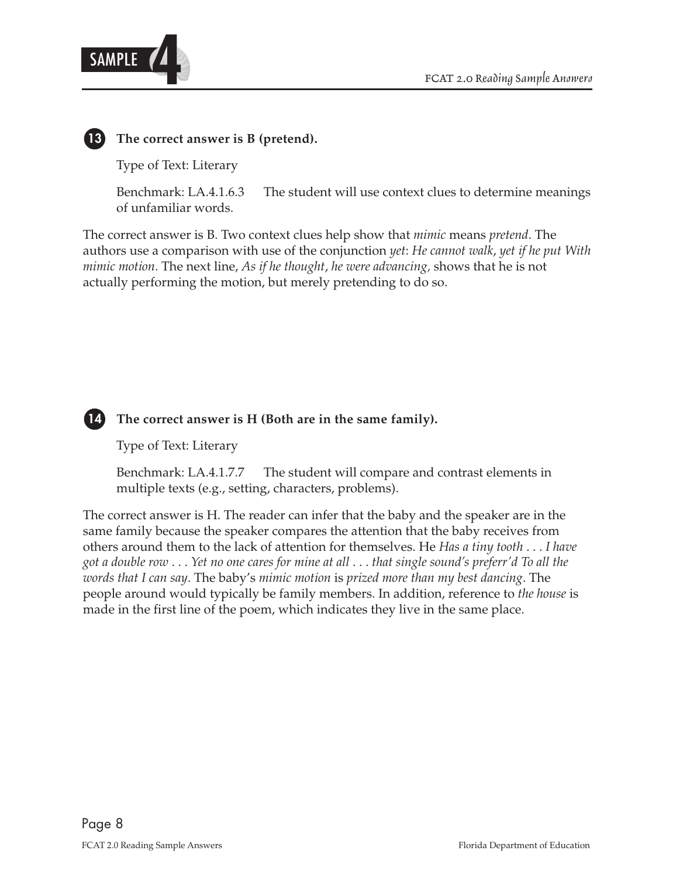**13** **The correct answer is B (pretend).**

Type of Text: Literary

Benchmark: LA.4.1.6.3 The student will use context clues to determine meanings of unfamiliar words.

The correct answer is B. Two context clues help show that *mimic* means *pretend*. The authors use a comparison with use of the conjunction *yet*: *He cannot walk*, *yet if he put With mimic motion*. The next line, *As if he thought*, *he were advancing,* shows that he is not actually performing the motion, but merely pretending to do so.

**14** **The correct answer is H (Both are in the same family).**

Type of Text: Literary

Benchmark: LA.4.1.7.7 The student will compare and contrast elements in multiple texts (e.g., setting, characters, problems).

The correct answer is H. The reader can infer that the baby and the speaker are in the same family because the speaker compares the attention that the baby receives from others around them to the lack of attention for themselves. He *Has a tiny tooth . . . I have got a double row . . . Yet no one cares for mine at all . . . that single sound's preferr'd To all the words that I can say*. The baby's *mimic motion* is *prized more than my best dancing*. The people around would typically be family members. In addition, reference to *the house* is made in the first line of the poem, which indicates they live in the same place.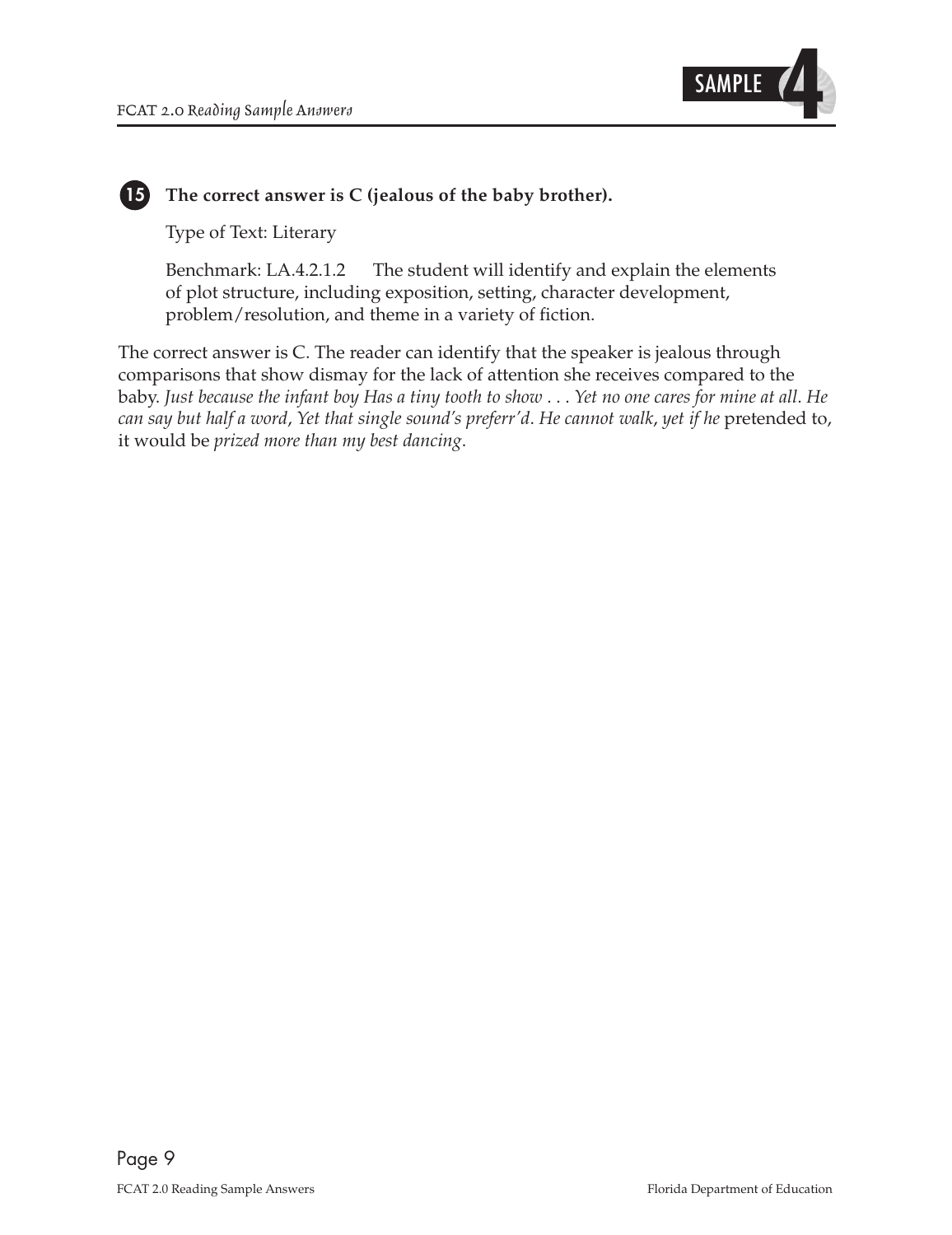**15** **The correct answer is C (jealous of the baby brother).**

Type of Text: Literary

Benchmark: LA.4.2.1.2 The student will identify and explain the elements of plot structure, including exposition, setting, character development, problem/resolution, and theme in a variety of fiction.

The correct answer is C. The reader can identify that the speaker is jealous through comparisons that show dismay for the lack of attention she receives compared to the baby. *Just because the infant boy Has a tiny tooth to show . . . Yet no one cares for mine at all. He can say but half a word, Yet that single sound's preferr'd. He cannot walk, yet if he* pretended to, it would be *prized more than my best dancing*.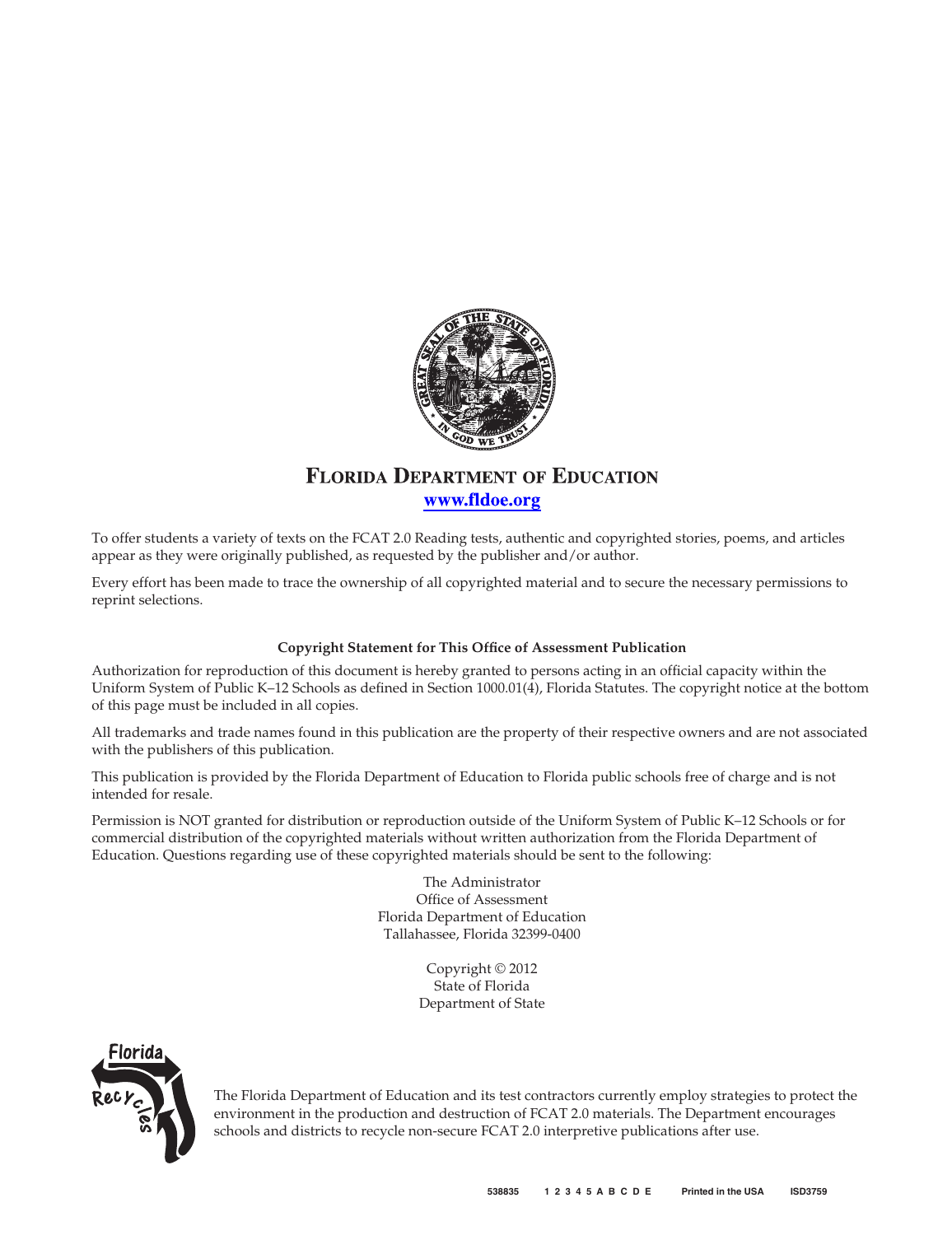# Florida Department of Education

www.fldoe.org

To offer students a variety of texts on the FCAT 2.0 Reading tests, authentic and copyrighted stories, poems, and articles appear as they were originally published, as requested by the publisher and/or author.

Every effort has been made to trace the ownership of all copyrighted material and to secure the necessary permissions to reprint selections.

**Copyright Statement for This Office of Assessment Publication**

Authorization for reproduction of this document is hereby granted to persons acting in an official capacity within the Uniform System of Public K–12 Schools as defined in Section 1000.01(4), Florida Statutes. The copyright notice at the bottom of this page must be included in all copies.

All trademarks and trade names found in this publication are the property of their respective owners and are not associated with the publishers of this publication.

This publication is provided by the Florida Department of Education to Florida public schools free of charge and is not intended for resale.

Permission is NOT granted for distribution or reproduction outside of the Uniform System of Public K–12 Schools or for commercial distribution of the copyrighted materials without written authorization from the Florida Department of Education. Questions regarding use of these copyrighted materials should be sent to the following:

The Administrator
Office of Assessment
Florida Department of Education
Tallahassee, Florida 32399-0400

Copyright © 2012
State of Florida
Department of State

The Florida Department of Education and its test contractors currently employ strategies to protect the environment in the production and destruction of FCAT 2.0 materials. The Department encourages schools and districts to recycle non-secure FCAT 2.0 interpretive publications after use.

538835 1 2 3 4 5 A B C D E Printed in the USA ISD3759